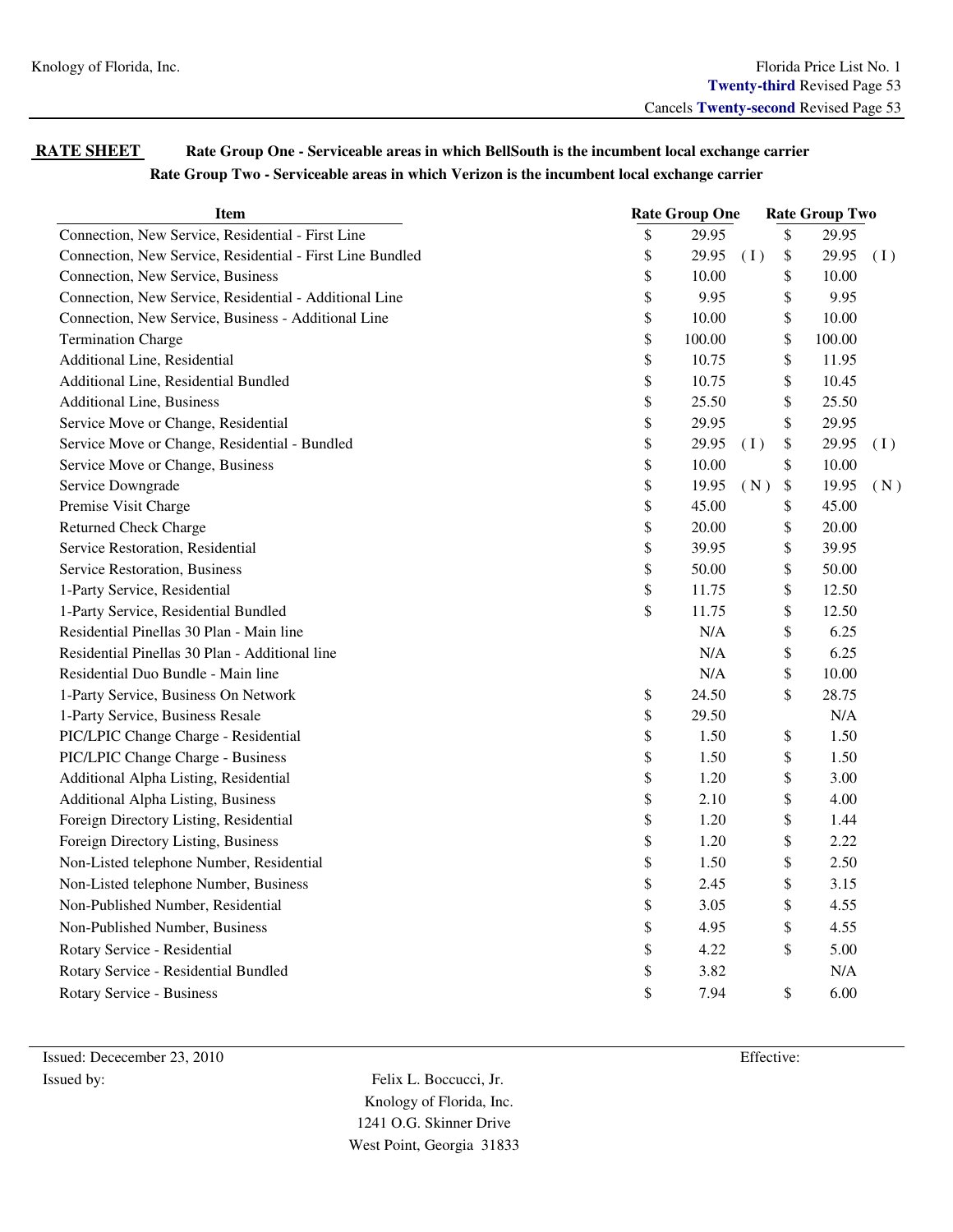Knology of Florida, Inc.

Florida Price List No. 1
**Twenty-third** Revised Page 53
Cancels **Twenty-second** Revised Page 53

**RATE SHEET** **Rate Group One - Serviceable areas in which BellSouth is the incumbent local exchange carrier**
**Rate Group Two - Serviceable areas in which Verizon is the incumbent local exchange carrier**

| Item | Rate Group One | | Rate Group Two | |
|---|---|---|---|---|
| Connection, New Service, Residential - First Line | $ 29.95 | | $ 29.95 | |
| Connection, New Service, Residential - First Line Bundled | $ 29.95 | ( I ) | $ 29.95 | ( I ) |
| Connection, New Service, Business | $ 10.00 | | $ 10.00 | |
| Connection, New Service, Residential - Additional Line | $ 9.95 | | $ 9.95 | |
| Connection, New Service, Business - Additional Line | $ 10.00 | | $ 10.00 | |
| Termination Charge | $ 100.00 | | $ 100.00 | |
| Additional Line, Residential | $ 10.75 | | $ 11.95 | |
| Additional Line, Residential Bundled | $ 10.75 | | $ 10.45 | |
| Additional Line, Business | $ 25.50 | | $ 25.50 | |
| Service Move or Change, Residential | $ 29.95 | | $ 29.95 | |
| Service Move or Change, Residential - Bundled | $ 29.95 | ( I ) | $ 29.95 | ( I ) |
| Service Move or Change, Business | $ 10.00 | | $ 10.00 | |
| Service Downgrade | $ 19.95 | ( N ) | $ 19.95 | ( N ) |
| Premise Visit Charge | $ 45.00 | | $ 45.00 | |
| Returned Check Charge | $ 20.00 | | $ 20.00 | |
| Service Restoration, Residential | $ 39.95 | | $ 39.95 | |
| Service Restoration, Business | $ 50.00 | | $ 50.00 | |
| 1-Party Service, Residential | $ 11.75 | | $ 12.50 | |
| 1-Party Service, Residential Bundled | $ 11.75 | | $ 12.50 | |
| Residential Pinellas 30 Plan - Main line | N/A | | $ 6.25 | |
| Residential Pinellas 30 Plan - Additional line | N/A | | $ 6.25 | |
| Residential Duo Bundle - Main line | N/A | | $ 10.00 | |
| 1-Party Service, Business On Network | $ 24.50 | | $ 28.75 | |
| 1-Party Service, Business Resale | $ 29.50 | | N/A | |
| PIC/LPIC Change Charge - Residential | $ 1.50 | | $ 1.50 | |
| PIC/LPIC Change Charge - Business | $ 1.50 | | $ 1.50 | |
| Additional Alpha Listing, Residential | $ 1.20 | | $ 3.00 | |
| Additional Alpha Listing, Business | $ 2.10 | | $ 4.00 | |
| Foreign Directory Listing, Residential | $ 1.20 | | $ 1.44 | |
| Foreign Directory Listing, Business | $ 1.20 | | $ 2.22 | |
| Non-Listed telephone Number, Residential | $ 1.50 | | $ 2.50 | |
| Non-Listed telephone Number, Business | $ 2.45 | | $ 3.15 | |
| Non-Published Number, Residential | $ 3.05 | | $ 4.55 | |
| Non-Published Number, Business | $ 4.95 | | $ 4.55 | |
| Rotary Service - Residential | $ 4.22 | | $ 5.00 | |
| Rotary Service - Residential Bundled | $ 3.82 | | N/A | |
| Rotary Service - Business | $ 7.94 | | $ 6.00 | |

Issued: Dececember 23, 2010

Effective:

Issued by:

Felix L. Boccucci, Jr.
Knology of Florida, Inc.
1241 O.G. Skinner Drive
West Point, Georgia 31833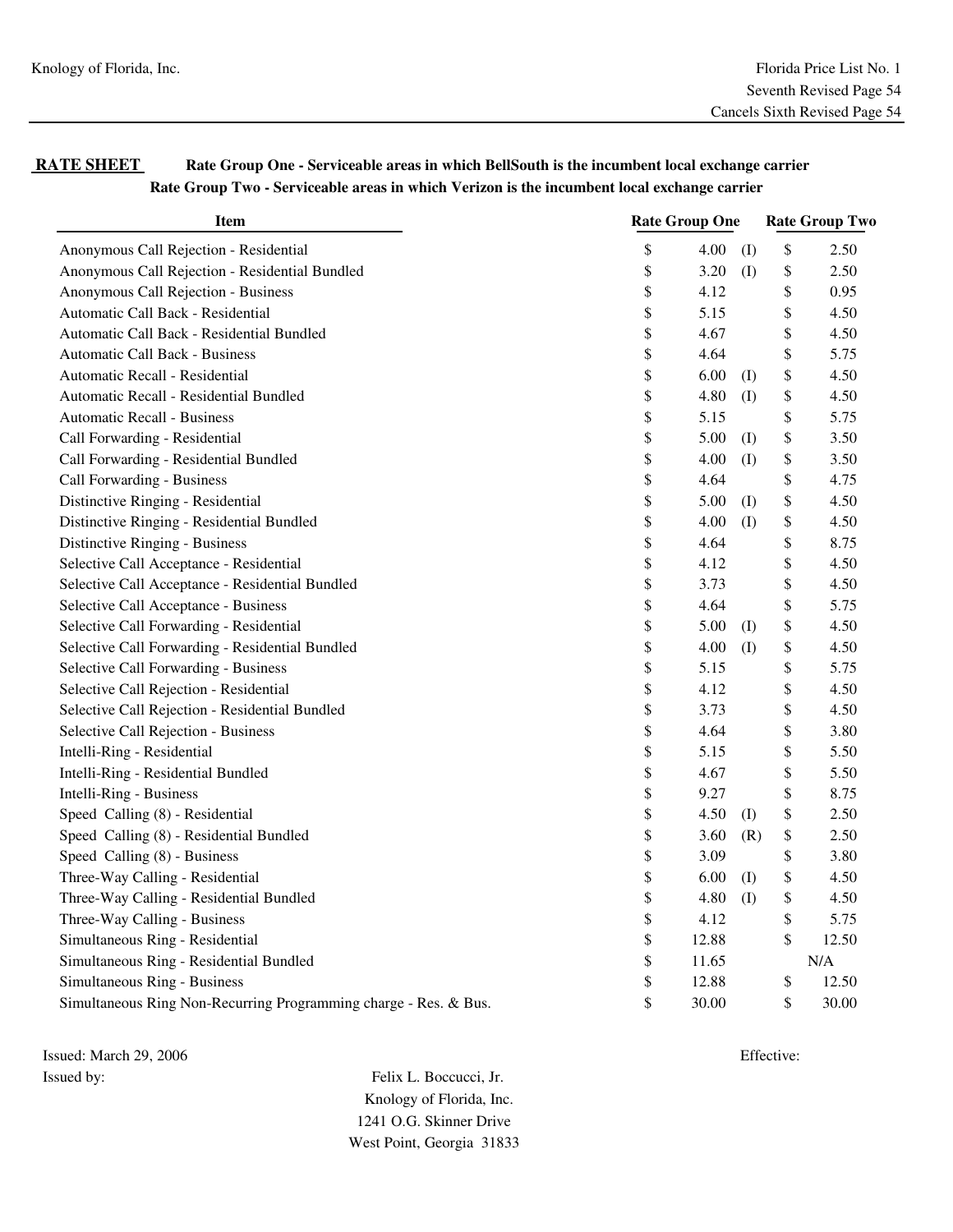Knology of Florida, Inc.

Florida Price List No. 1
Seventh Revised Page 54
Cancels Sixth Revised Page 54

**RATE SHEET** **Rate Group One - Serviceable areas in which BellSouth is the incumbent local exchange carrier**
**Rate Group Two - Serviceable areas in which Verizon is the incumbent local exchange carrier**

| Item | Rate Group One | | Rate Group Two |
|---|---|---|---|
| Anonymous Call Rejection - Residential | $ 4.00 | (I) | $ 2.50 |
| Anonymous Call Rejection - Residential Bundled | $ 3.20 | (I) | $ 2.50 |
| Anonymous Call Rejection - Business | $ 4.12 | | $ 0.95 |
| Automatic Call Back - Residential | $ 5.15 | | $ 4.50 |
| Automatic Call Back - Residential Bundled | $ 4.67 | | $ 4.50 |
| Automatic Call Back - Business | $ 4.64 | | $ 5.75 |
| Automatic Recall - Residential | $ 6.00 | (I) | $ 4.50 |
| Automatic Recall - Residential Bundled | $ 4.80 | (I) | $ 4.50 |
| Automatic Recall - Business | $ 5.15 | | $ 5.75 |
| Call Forwarding - Residential | $ 5.00 | (I) | $ 3.50 |
| Call Forwarding - Residential Bundled | $ 4.00 | (I) | $ 3.50 |
| Call Forwarding - Business | $ 4.64 | | $ 4.75 |
| Distinctive Ringing - Residential | $ 5.00 | (I) | $ 4.50 |
| Distinctive Ringing - Residential Bundled | $ 4.00 | (I) | $ 4.50 |
| Distinctive Ringing - Business | $ 4.64 | | $ 8.75 |
| Selective Call Acceptance - Residential | $ 4.12 | | $ 4.50 |
| Selective Call Acceptance - Residential Bundled | $ 3.73 | | $ 4.50 |
| Selective Call Acceptance - Business | $ 4.64 | | $ 5.75 |
| Selective Call Forwarding - Residential | $ 5.00 | (I) | $ 4.50 |
| Selective Call Forwarding - Residential Bundled | $ 4.00 | (I) | $ 4.50 |
| Selective Call Forwarding - Business | $ 5.15 | | $ 5.75 |
| Selective Call Rejection - Residential | $ 4.12 | | $ 4.50 |
| Selective Call Rejection - Residential Bundled | $ 3.73 | | $ 4.50 |
| Selective Call Rejection - Business | $ 4.64 | | $ 3.80 |
| Intelli-Ring - Residential | $ 5.15 | | $ 5.50 |
| Intelli-Ring - Residential Bundled | $ 4.67 | | $ 5.50 |
| Intelli-Ring - Business | $ 9.27 | | $ 8.75 |
| Speed Calling (8) - Residential | $ 4.50 | (I) | $ 2.50 |
| Speed Calling (8) - Residential Bundled | $ 3.60 | (R) | $ 2.50 |
| Speed Calling (8) - Business | $ 3.09 | | $ 3.80 |
| Three-Way Calling - Residential | $ 6.00 | (I) | $ 4.50 |
| Three-Way Calling - Residential Bundled | $ 4.80 | (I) | $ 4.50 |
| Three-Way Calling - Business | $ 4.12 | | $ 5.75 |
| Simultaneous Ring - Residential | $ 12.88 | | $ 12.50 |
| Simultaneous Ring - Residential Bundled | $ 11.65 | | N/A |
| Simultaneous Ring - Business | $ 12.88 | | $ 12.50 |
| Simultaneous Ring Non-Recurring Programming charge - Res. & Bus. | $ 30.00 | | $ 30.00 |

Issued: March 29, 2006

Effective:

Issued by:

Felix L. Boccucci, Jr.
Knology of Florida, Inc.
1241 O.G. Skinner Drive
West Point, Georgia 31833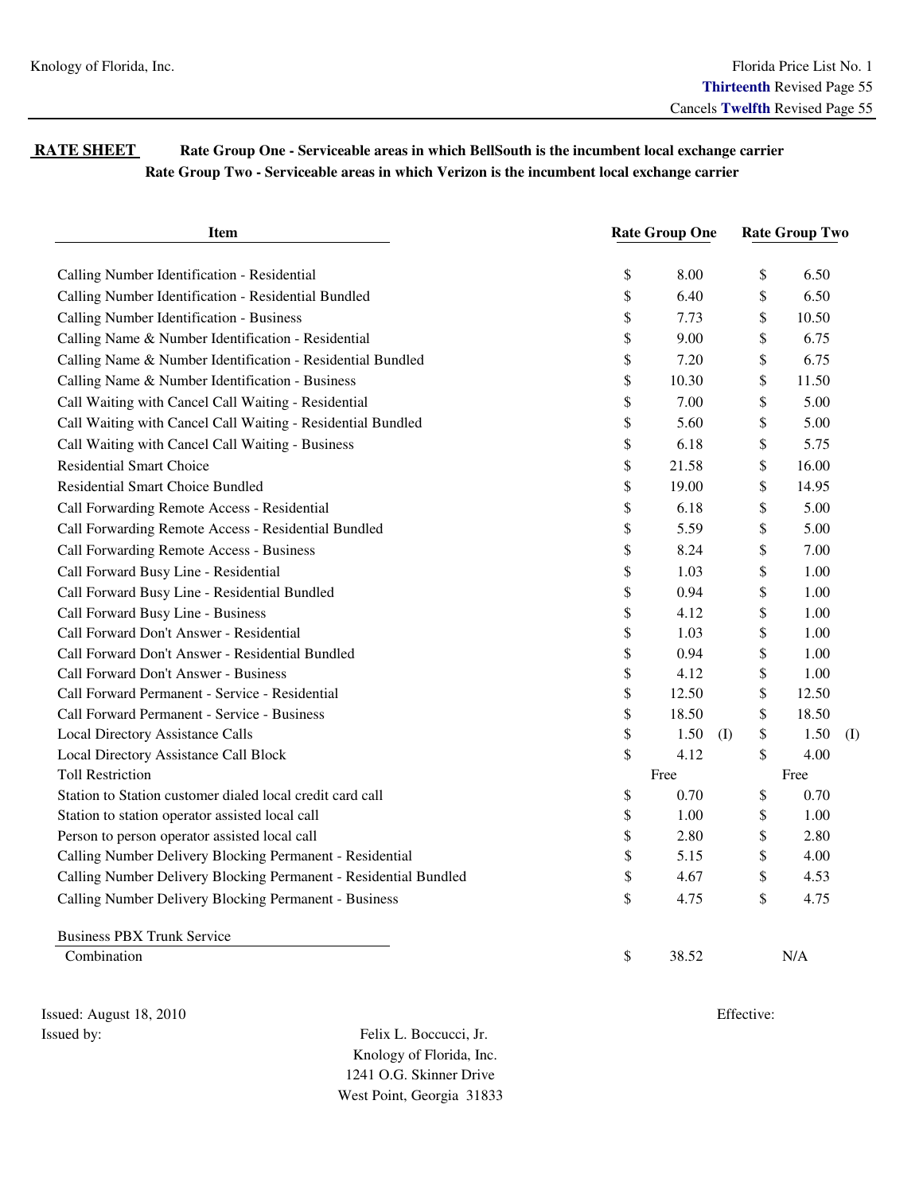Knology of Florida, Inc.

Florida Price List No. 1
**Thirteenth** Revised Page 55
Cancels **Twelfth** Revised Page 55

**RATE SHEET** **Rate Group One - Serviceable areas in which BellSouth is the incumbent local exchange carrier**
**Rate Group Two - Serviceable areas in which Verizon is the incumbent local exchange carrier**

| Item | Rate Group One | Rate Group Two |
|---|---|---|
| Calling Number Identification - Residential | $ 8.00 | $ 6.50 |
| Calling Number Identification - Residential Bundled | $ 6.40 | $ 6.50 |
| Calling Number Identification - Business | $ 7.73 | $ 10.50 |
| Calling Name & Number Identification - Residential | $ 9.00 | $ 6.75 |
| Calling Name & Number Identification - Residential Bundled | $ 7.20 | $ 6.75 |
| Calling Name & Number Identification - Business | $ 10.30 | $ 11.50 |
| Call Waiting with Cancel Call Waiting - Residential | $ 7.00 | $ 5.00 |
| Call Waiting with Cancel Call Waiting - Residential Bundled | $ 5.60 | $ 5.00 |
| Call Waiting with Cancel Call Waiting - Business | $ 6.18 | $ 5.75 |
| Residential Smart Choice | $ 21.58 | $ 16.00 |
| Residential Smart Choice Bundled | $ 19.00 | $ 14.95 |
| Call Forwarding Remote Access - Residential | $ 6.18 | $ 5.00 |
| Call Forwarding Remote Access - Residential Bundled | $ 5.59 | $ 5.00 |
| Call Forwarding Remote Access - Business | $ 8.24 | $ 7.00 |
| Call Forward Busy Line - Residential | $ 1.03 | $ 1.00 |
| Call Forward Busy Line - Residential Bundled | $ 0.94 | $ 1.00 |
| Call Forward Busy Line - Business | $ 4.12 | $ 1.00 |
| Call Forward Don't Answer - Residential | $ 1.03 | $ 1.00 |
| Call Forward Don't Answer - Residential Bundled | $ 0.94 | $ 1.00 |
| Call Forward Don't Answer - Business | $ 4.12 | $ 1.00 |
| Call Forward Permanent - Service - Residential | $ 12.50 | $ 12.50 |
| Call Forward Permanent - Service - Business | $ 18.50 | $ 18.50 |
| Local Directory Assistance Calls | $ 1.50 (I) | $ 1.50 (I) |
| Local Directory Assistance Call Block | $ 4.12 | $ 4.00 |
| Toll Restriction | Free | Free |
| Station to Station customer dialed local credit card call | $ 0.70 | $ 0.70 |
| Station to station operator assisted local call | $ 1.00 | $ 1.00 |
| Person to person operator assisted local call | $ 2.80 | $ 2.80 |
| Calling Number Delivery Blocking Permanent - Residential | $ 5.15 | $ 4.00 |
| Calling Number Delivery Blocking Permanent - Residential Bundled | $ 4.67 | $ 4.53 |
| Calling Number Delivery Blocking Permanent - Business | $ 4.75 | $ 4.75 |
| Business PBX Trunk Service | | |
| Combination | $ 38.52 | N/A |

Issued: August 18, 2010

Effective:

Issued by:

Felix L. Boccucci, Jr.
Knology of Florida, Inc.
1241 O.G. Skinner Drive
West Point, Georgia 31833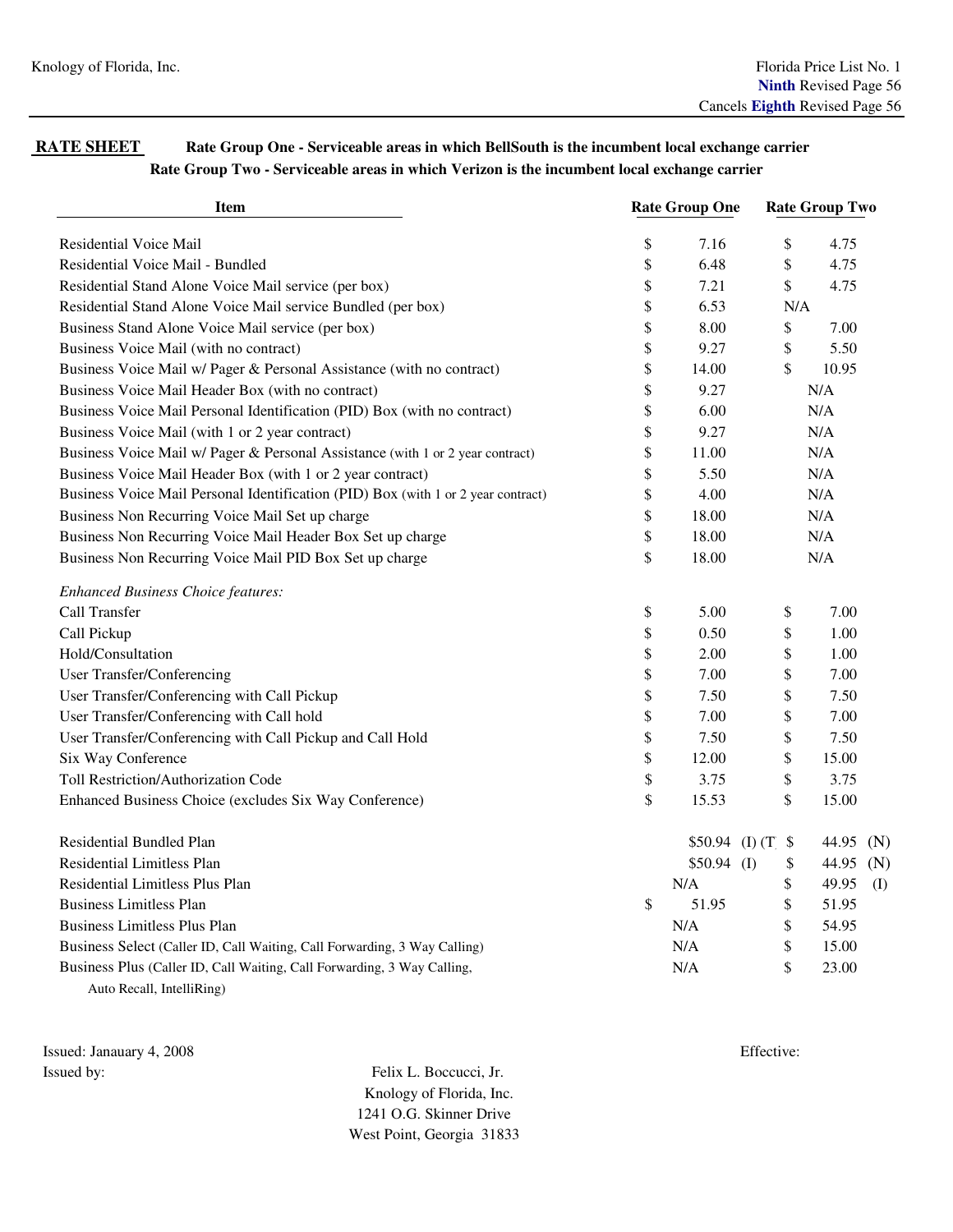Knology of Florida, Inc.

Florida Price List No. 1
**Ninth** Revised Page 56
Cancels **Eighth** Revised Page 56

**RATE SHEET** **Rate Group One - Serviceable areas in which BellSouth is the incumbent local exchange carrier**
**Rate Group Two - Serviceable areas in which Verizon is the incumbent local exchange carrier**

| Item | Rate Group One | Rate Group Two |
|---|---|---|
| Residential Voice Mail | $ 7.16 | $ 4.75 |
| Residential Voice Mail - Bundled | $ 6.48 | $ 4.75 |
| Residential Stand Alone Voice Mail service (per box) | $ 7.21 | $ 4.75 |
| Residential Stand Alone Voice Mail service Bundled (per box) | $ 6.53 | N/A |
| Business Stand Alone Voice Mail service (per box) | $ 8.00 | $ 7.00 |
| Business Voice Mail (with no contract) | $ 9.27 | $ 5.50 |
| Business Voice Mail w/ Pager & Personal Assistance (with no contract) | $ 14.00 | $ 10.95 |
| Business Voice Mail Header Box (with no contract) | $ 9.27 | N/A |
| Business Voice Mail Personal Identification (PID) Box (with no contract) | $ 6.00 | N/A |
| Business Voice Mail (with 1 or 2 year contract) | $ 9.27 | N/A |
| Business Voice Mail w/ Pager & Personal Assistance (with 1 or 2 year contract) | $ 11.00 | N/A |
| Business Voice Mail Header Box (with 1 or 2 year contract) | $ 5.50 | N/A |
| Business Voice Mail Personal Identification (PID) Box (with 1 or 2 year contract) | $ 4.00 | N/A |
| Business Non Recurring Voice Mail Set up charge | $ 18.00 | N/A |
| Business Non Recurring Voice Mail Header Box Set up charge | $ 18.00 | N/A |
| Business Non Recurring Voice Mail PID Box Set up charge | $ 18.00 | N/A |
| *Enhanced Business Choice features:* | | |
| Call Transfer | $ 5.00 | $ 7.00 |
| Call Pickup | $ 0.50 | $ 1.00 |
| Hold/Consultation | $ 2.00 | $ 1.00 |
| User Transfer/Conferencing | $ 7.00 | $ 7.00 |
| User Transfer/Conferencing with Call Pickup | $ 7.50 | $ 7.50 |
| User Transfer/Conferencing with Call hold | $ 7.00 | $ 7.00 |
| User Transfer/Conferencing with Call Pickup and Call Hold | $ 7.50 | $ 7.50 |
| Six Way Conference | $ 12.00 | $ 15.00 |
| Toll Restriction/Authorization Code | $ 3.75 | $ 3.75 |
| Enhanced Business Choice (excludes Six Way Conference) | $ 15.53 | $ 15.00 |
| Residential Bundled Plan | $50.94 (I) (T) | $ 44.95 (N) |
| Residential Limitless Plan | $50.94 (I) | $ 44.95 (N) |
| Residential Limitless Plus Plan | N/A | $ 49.95 (I) |
| Business Limitless Plan | $ 51.95 | $ 51.95 |
| Business Limitless Plus Plan | N/A | $ 54.95 |
| Business Select (Caller ID, Call Waiting, Call Forwarding, 3 Way Calling) | N/A | $ 15.00 |
| Business Plus (Caller ID, Call Waiting, Call Forwarding, 3 Way Calling, Auto Recall, IntelliRing) | N/A | $ 23.00 |

Issued: Janauary 4, 2008

Effective:

Issued by:

Felix L. Boccucci, Jr.
Knology of Florida, Inc.
1241 O.G. Skinner Drive
West Point, Georgia 31833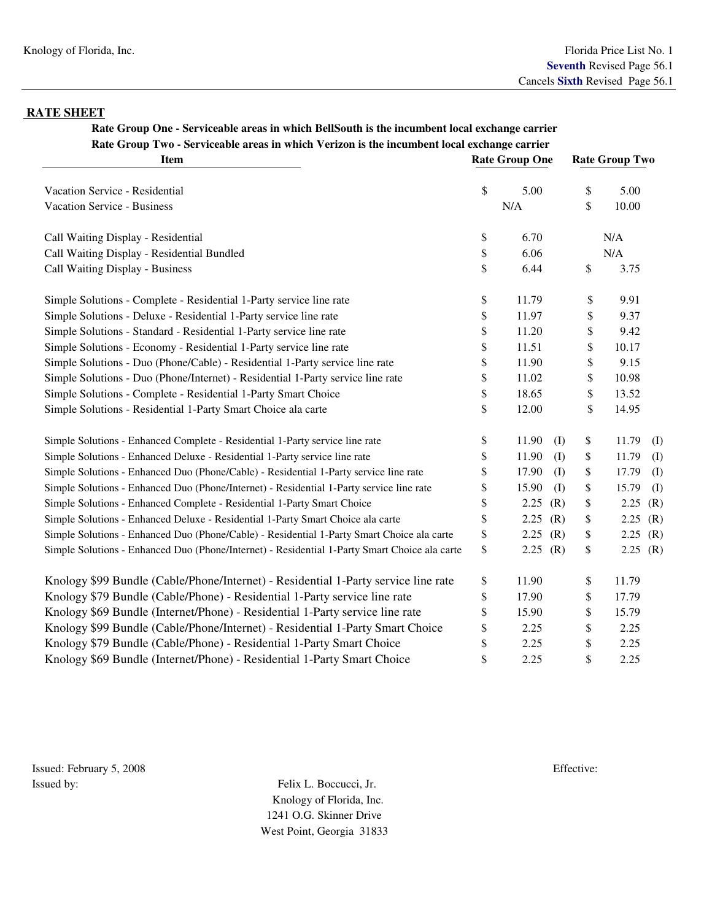Knology of Florida, Inc.

Florida Price List No. 1

**Seventh** Revised Page 56.1

Cancels **Sixth** Revised Page 56.1

## RATE SHEET

**Rate Group One - Serviceable areas in which BellSouth is the incumbent local exchange carrier**

**Rate Group Two - Serviceable areas in which Verizon is the incumbent local exchange carrier**

| Item | Rate Group One | Rate Group Two |
|---|---|---|
| Vacation Service - Residential | $ 5.00 | $ 5.00 |
| Vacation Service - Business | N/A | $ 10.00 |
| Call Waiting Display - Residential | $ 6.70 | N/A |
| Call Waiting Display - Residential Bundled | $ 6.06 | N/A |
| Call Waiting Display - Business | $ 6.44 | $ 3.75 |
| Simple Solutions - Complete - Residential 1-Party service line rate | $ 11.79 | $ 9.91 |
| Simple Solutions - Deluxe - Residential 1-Party service line rate | $ 11.97 | $ 9.37 |
| Simple Solutions - Standard - Residential 1-Party service line rate | $ 11.20 | $ 9.42 |
| Simple Solutions - Economy - Residential 1-Party service line rate | $ 11.51 | $ 10.17 |
| Simple Solutions - Duo (Phone/Cable) - Residential 1-Party service line rate | $ 11.90 | $ 9.15 |
| Simple Solutions - Duo (Phone/Internet) - Residential 1-Party service line rate | $ 11.02 | $ 10.98 |
| Simple Solutions - Complete - Residential 1-Party Smart Choice | $ 18.65 | $ 13.52 |
| Simple Solutions - Residential 1-Party Smart Choice ala carte | $ 12.00 | $ 14.95 |
| Simple Solutions - Enhanced Complete - Residential 1-Party service line rate | $ 11.90 (I) | $ 11.79 (I) |
| Simple Solutions - Enhanced Deluxe - Residential 1-Party service line rate | $ 11.90 (I) | $ 11.79 (I) |
| Simple Solutions - Enhanced Duo (Phone/Cable) - Residential 1-Party service line rate | $ 17.90 (I) | $ 17.79 (I) |
| Simple Solutions - Enhanced Duo (Phone/Internet) - Residential 1-Party service line rate | $ 15.90 (I) | $ 15.79 (I) |
| Simple Solutions - Enhanced Complete - Residential 1-Party Smart Choice | $ 2.25 (R) | $ 2.25 (R) |
| Simple Solutions - Enhanced Deluxe - Residential 1-Party Smart Choice ala carte | $ 2.25 (R) | $ 2.25 (R) |
| Simple Solutions - Enhanced Duo (Phone/Cable) - Residential 1-Party Smart Choice ala carte | $ 2.25 (R) | $ 2.25 (R) |
| Simple Solutions - Enhanced Duo (Phone/Internet) - Residential 1-Party Smart Choice ala carte | $ 2.25 (R) | $ 2.25 (R) |
| Knology $99 Bundle (Cable/Phone/Internet) - Residential 1-Party service line rate | $ 11.90 | $ 11.79 |
| Knology $79 Bundle (Cable/Phone) - Residential 1-Party service line rate | $ 17.90 | $ 17.79 |
| Knology $69 Bundle (Internet/Phone) - Residential 1-Party service line rate | $ 15.90 | $ 15.79 |
| Knology $99 Bundle (Cable/Phone/Internet) - Residential 1-Party Smart Choice | $ 2.25 | $ 2.25 |
| Knology $79 Bundle (Cable/Phone) - Residential 1-Party Smart Choice | $ 2.25 | $ 2.25 |
| Knology $69 Bundle (Internet/Phone) - Residential 1-Party Smart Choice | $ 2.25 | $ 2.25 |

Issued: February 5, 2008

Effective:

Issued by:

Felix L. Boccucci, Jr.
Knology of Florida, Inc.
1241 O.G. Skinner Drive
West Point, Georgia 31833